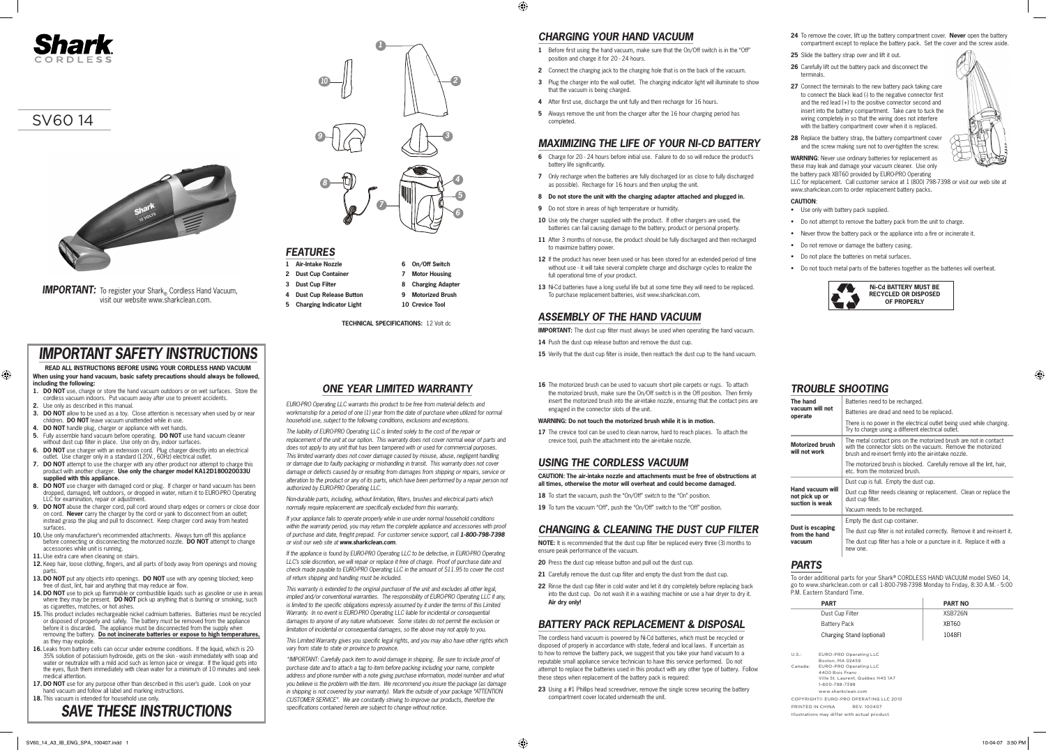# Shark CORDLESS

# SV60 14

***IMPORTANT:*** To register your Shark® Cordless Hand Vacuum, visit our website www.sharkclean.com.

# IMPORTANT SAFETY INSTRUCTIONS

**READ ALL INSTRUCTIONS BEFORE USING YOUR CORDLESS HAND VACUUM**

**When using your hand vacuum, basic safety precautions should always be followed, including the following:**

1. **DO NOT** use, charge or store the hand vacuum outdoors or on wet surfaces. Store the cordless vacuum indoors. Put vacuum away after use to prevent accidents.
2. Use only as described in this manual.
3. **DO NOT** allow to be used as a toy. Close attention is necessary when used by or near children. **DO NOT** leave vacuum unattended while in use.
4. **DO NOT** handle plug, charger or appliance with wet hands.
5. Fully assemble hand vacuum before operating. **DO NOT** use hand vacuum cleaner without dust cup filter in place. Use only on dry, indoor surfaces.
6. **DO NOT** use charger with an extension cord. Plug charger directly into an electrical outlet. Use charger only in a standard (120V., 60Hz) electrical outlet.
7. **DO NOT** attempt to use the charger with any other product nor attempt to charge this product with another charger. **Use only the charger model KA12D180020033U supplied with this appliance.**
8. **DO NOT** use charger with damaged cord or plug. If charger or hand vacuum has been dropped, damaged, left outdoors, or dropped in water, return it to EURO-PRO Operating LLC for examination, repair or adjustment.
9. **DO NOT** abuse the charger cord, pull cord around sharp edges or corners or close door on cord. **Never** carry the charger by the cord or yank to disconnect from an outlet; instead grasp the plug and pull to disconnect. Keep charger cord away from heated surfaces.
10. Use only manufacturer's recommended attachments. Always turn off this appliance before connecting or disconnecting the motorized nozzle. **DO NOT** attempt to change accessories while unit is running.
11. Use extra care when cleaning on stairs.
12. Keep hair, loose clothing, fingers, and all parts of body away from openings and moving parts.
13. **DO NOT** put any objects into openings. **DO NOT** use with any opening blocked; keep free of dust, lint, hair and anything that may reduce air flow.
14. **DO NOT** use to pick up flammable or combustible liquids such as gasoline or use in areas where they may be present. **DO NOT** pick up anything that is burning or smoking, such as cigarettes, matches, or hot ashes.
15. This product includes rechargeable nickel cadmium batteries. Batteries must be recycled or disposed of properly and safely. The battery must be removed from the appliance before it is discarded. The appliance must be disconnected from the supply when removing the battery. **Do not incinerate batteries or expose to high temperatures,** as they may explode.
16. Leaks from battery cells can occur under extreme conditions. If the liquid, which is 20-35% solution of potassium hydroxide, gets on the skin - wash immediately with soap and water or neutralize with a mild acid such as lemon juice or vinegar. If the liquid gets into the eyes, flush them immediately with clean water for a minimum of 10 minutes and seek medical attention.
17. **DO NOT** use for any purpose other than described in this user's guide. Look on your hand vacuum and follow all label and marking instructions.
18. This vacuum is intended for household use only.

# SAVE THESE INSTRUCTIONS

## FEATURES

| | | | |
|---|---|---|---|
| 1 | Air-Intake Nozzle | 6 | On/Off Switch |
| 2 | Dust Cup Container | 7 | Motor Housing |
| 3 | Dust Cup Filter | 8 | Charging Adapter |
| 4 | Dust Cup Release Button | 9 | Motorized Brush |
| 5 | Charging Indicator Light | 10 | Crevice Tool |

**TECHNICAL SPECIFICATIONS:** 12 Volt dc

## ONE YEAR LIMITED WARRANTY

*EURO-PRO Operating LLC warrants this product to be free from material defects and workmanship for a period of one (1) year from the date of purchase when utilized for normal household use, subject to the following conditions, exclusions and exceptions.*

*The liability of EURO-PRO Operating LLC is limited solely to the cost of the repair or replacement of the unit at our option. This warranty does not cover normal wear of parts and does not apply to any unit that has been tampered with or used for commercial purposes. This limited warranty does not cover damage caused by misuse, abuse, negligent handling or damage due to faulty packaging or mishandling in transit. This warranty does not cover damage or defects caused by or resulting from damages from shipping or repairs, service or alteration to the product or any of its parts, which have been performed by a repair person not authorized by EURO-PRO Operating LLC.*

*Non-durable parts, including, without limitation, filters, brushes and electrical parts which normally require replacement are specifically excluded from this warranty.*

*If your appliance fails to operate properly while in use under normal household conditions within the warranty period, you may return the complete appliance and accessories with proof of purchase and date, freight prepaid. For customer service support, call **1-800-798-7398** or visit our web site at **www.sharkclean.com**.*

*If the appliance is found by EURO-PRO Operating LLC to be defective, in EURO-PRO Operating LLC's sole discretion, we will repair or replace it free of charge. Proof of purchase date and check made payable to EURO-PRO Operating LLC in the amount of $11.95 to cover the cost of return shipping and handling must be included.*

*This warranty is extended to the original purchaser of the unit and excludes all other legal, implied and/or conventional warranties. The responsibility of EURO-PRO Operating LLC if any, is limited to the specific obligations expressly assumed by it under the terms of this Limited Warranty. In no event is EURO-PRO Operating LLC liable for incidental or consequential damages to anyone of any nature whatsoever. Some states do not permit the exclusion or limitation of incidental or consequential damages, so the above may not apply to you.*

*This Limited Warranty gives you specific legal rights, and you may also have other rights which vary from state to state or province to province.*

*\*IMPORTANT: Carefully pack item to avoid damage in shipping. Be sure to include proof of purchase date and to attach a tag to item before packing including your name, complete address and phone number with a note giving purchase information, model number and what you believe is the problem with the item. We recommend you insure the package (as damage in shipping is not covered by your warranty). Mark the outside of your package "ATTENTION CUSTOMER SERVICE". We are constantly striving to improve our products, therefore the specifications contained herein are subject to change without notice.*

## CHARGING YOUR HAND VACUUM

1. Before first using the hand vacuum, make sure that the On/Off switch is in the "Off" position and charge it for 20 - 24 hours.
2. Connect the charging jack to the charging hole that is on the back of the vacuum.
3. Plug the charger into the wall outlet. The charging indicator light will illuminate to show that the vacuum is being charged.
4. After first use, discharge the unit fully and then recharge for 16 hours.
5. Always remove the unit from the charger after the 16 hour charging period has completed.

## MAXIMIZING THE LIFE OF YOUR NI-CD BATTERY

6. Charge for 20 - 24 hours before initial use. Failure to do so will reduce the product's battery life significantly.
7. Only recharge when the batteries are fully discharged (or as close to fully discharged as possible). Recharge for 16 hours and then unplug the unit.
8. **Do not store the unit with the charging adapter attached and plugged in.**
9. Do not store in areas of high temperature or humidity.
10. Use only the charger supplied with the product. If other chargers are used, the batteries can fail causing damage to the battery, product or personal property.
11. After 3 months of non-use, the product should be fully discharged and then recharged to maximize battery power.
12. If the product has never been used or has been stored for an extended period of time without use - it will take several complete charge and discharge cycles to realize the full operational time of your product.
13. Ni-Cd batteries have a long useful life but at some time they will need to be replaced. To purchase replacement batteries, visit www.sharkclean.com.

## ASSEMBLY OF THE HAND VACUUM

**IMPORTANT:** The dust cup filter must always be used when operating the hand vacuum.

14. Push the dust cup release button and remove the dust cup.
15. Verify that the dust cup filter is inside, then reattach the dust cup to the hand vacuum.
16. The motorized brush can be used to vacuum short pile carpets or rugs. To attach the motorized brush, make sure the On/Off switch is in the Off position. Then firmly insert the motorized brush into the air-intake nozzle, ensuring that the contact pins are engaged in the connector slots of the unit.

**WARNING: Do not touch the motorized brush while it is in motion.**

17. The crevice tool can be used to clean narrow, hard to reach places. To attach the crevice tool, push the attachment into the air-intake nozzle.

## USING THE CORDLESS VACUUM

**CAUTION: The air-intake nozzle and attachments must be free of obstructions at all times, otherwise the motor will overheat and could become damaged.**

18. To start the vacuum, push the "On/Off" switch to the "On" position.
19. To turn the vacuum "Off", push the "On/Off" switch to the "Off" position.

## CHANGING & CLEANING THE DUST CUP FILTER

**NOTE:** It is recommended that the dust cup filter be replaced every three (3) months to ensure peak performance of the vacuum.

20. Press the dust cup release button and pull out the dust cup.
21. Carefully remove the dust cup filter and empty the dust from the dust cup.
22. Rinse the dust cup filter in cold water and let it dry completely before replacing back into the dust cup. Do not wash it in a washing machine or use a hair dryer to dry it. **Air dry only!**

## BATTERY PACK REPLACEMENT & DISPOSAL

The cordless hand vacuum is powered by Ni-Cd batteries, which must be recycled or disposed of properly in accordance with state, federal and local laws. If uncertain as to how to remove the battery pack, we suggest that you take your hand vacuum to a reputable small appliance service technician to have this service performed. Do not attempt to replace the batteries used in this product with any other type of battery. Follow these steps when replacement of the battery pack is required:

23. Using a #1 Phillips head screwdriver, remove the single screw securing the battery compartment cover located underneath the unit.
24. To remove the cover, lift up the battery compartment cover. **Never** open the battery compartment except to replace the battery pack. Set the cover and the screw aside.
25. Slide the battery strap over and lift it out.
26. Carefully lift out the battery pack and disconnect the terminals.
27. Connect the terminals to the new battery pack taking care to connect the black lead (-) to the negative connector first and the red lead (+) to the positive connector second and insert into the battery compartment. Take care to tuck the wiring completely in so that the wiring does not interfere with the battery compartment cover when it is replaced.
28. Replace the battery strap, the battery compartment cover and the screw making sure not to over-tighten the screw.

**WARNING**: Never use ordinary batteries for replacement as these may leak and damage your vacuum cleaner. Use only the battery pack XBT60 provided by EURO-PRO Operating LLC for replacement. Call customer service at 1 (800) 798-7398 or visit our web site at www.sharkclean.com to order replacement battery packs.

**CAUTION**:
- Use only with battery pack supplied.
- Do not attempt to remove the battery pack from the unit to charge.
- Never throw the battery pack or the appliance into a fire or incinerate it.
- Do not remove or damage the battery casing.
- Do not place the batteries on metal surfaces.
- Do not touch metal parts of the batteries together as the batteries will overheat.

**Ni-Cd BATTERY MUST BE RECYCLED OR DISPOSED OF PROPERLY**

## TROUBLE SHOOTING

| | |
|---|---|
| **The hand vacuum will not operate** | Batteries need to be recharged. |
| | Batteries are dead and need to be replaced. |
| | There is no power in the electrical outlet being used while charging. Try to charge using a different electrical outlet. |
| **Motorized brush will not work** | The metal contact pins on the motorized brush are not in contact with the connector slots on the vacuum. Remove the motorized brush and re-insert firmly into the air-intake nozzle. |
| | The motorized brush is blocked. Carefully remove all the lint, hair, etc. from the motorized brush. |
| **Hand vacuum will not pick up or suction is weak** | Dust cup is full. Empty the dust cup. |
| | Dust cup filter needs cleaning or replacement. Clean or replace the dust cup filter. |
| | Vacuum needs to be recharged. |
| **Dust is escaping from the hand vacuum** | Empty the dust cup container. |
| | The dust cup filter is not installed correctly. Remove it and re-insert it. |
| | The dust cup filter has a hole or a puncture in it. Replace it with a new one. |

## PARTS

To order additional parts for your Shark® CORDLESS HAND VACUUM model SV60 14, go to www.sharkclean.com or call 1-800-798-7398 Monday to Friday, 8:30 A.M. - 5:00 P.M. Eastern Standard Time.

| PART | PART NO |
|---|---|
| Dust Cup Filter | XSB726N |
| Battery Pack | XBT60 |
| Charging Stand (optional) | 1048FI |

U.S.: EURO-PRO Operating LLC
Boston, MA 02459

Canada: EURO-PRO Operating LLC
4400 Bois Franc
Ville St. Laurent, Québec H4S 1A7
1-800-798-7398
www.sharkclean.com

COPYRIGHT© EURO-PRO OPERATING LLC 2010

PRINTED IN CHINA REV. 100407

Illustrations may differ with actual product.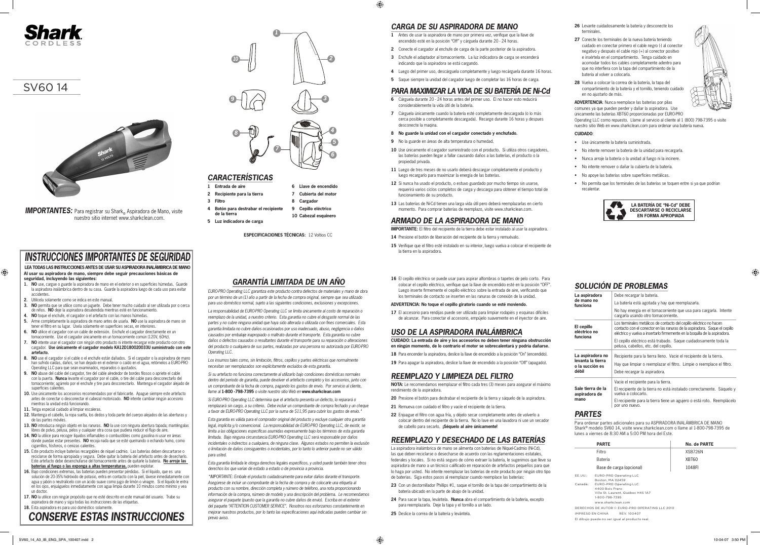# Shark CORDLESS

# SV60 14

***IMPORTANTES:*** Para registrar su Shark® Aspiradora de Mano, visite nuestro sitio internet www.sharkclean.com.

## INSTRUCCIONES IMPORTANTES DE SEGURIDAD

**LEA TODAS LAS INSTRUCCIONES ANTES DE USAR SU ASPIRADORA INALÁMBRICA DE MANO**

**Al usar su aspiradora de mano, siempre debe seguir precauciones básicas de seguridad, incluyendo las siguientes:**

1. **NO** use, cargue o guarde la aspiradora de mano en el exterior o en superficies húmedas. Guarde la aspiradora inalámbrica dentro de su casa. Guarde la aspiradora luego de cada uso para evitar accidentes.
2. Utilícela solamente como se indica en este manual.
3. **NO** permita que se utilice como un juguete. Debe tener mucho cuidado al ser utilizada por o cerca de niños. **NO** deje la aspiradora desatendida mientras esté en funcionamiento.
4. **NO** toque el enchufe, el cargador o el artefacto con las manos húmedas.
5. Arme completamente la aspiradora de mano antes de usarla. **NO** use la aspiradora de mano sin tener el filtro en su lugar. Úsela solamente en superficies secas, en interiores.
6. **NO** utilice el cargador con un cable de extensión. Enchufe el cargador directamente en un tomacorriente. Use el cargador únicamente en un tomacorriente común (120V, 60Hz).
7. **NO** intente usar el cargador con ningún otro producto ni intente recargar este producto con otro cargador. **Use únicamente el cargador modelo KA12D180020033U suministrado con este artefacto.**
8. **NO** use el cargador si el cable o el enchufe están dañados. Si el cargador o la aspiradora de mano han sufrido caídas, daños, se han dejado en el exterior o caído en el agua, retórnelos a EURO-PRO Operating LLC para que sean examinados, reparados o ajustados.
9. **NO** abuse del cable del cargador, tire del cable alrededor de bordes filosos o apriete el cable con la puerta. **Nunca** levante el cargador por el cable, o tire del cable para desconectarlo del tomacorriente; agárrelo por el enchufe y tire para desconectarlo. Mantenga el cargador alejado de superficies calientes.
10. Use únicamente los accesorios recomendados por el fabricante. Apague siempre este artefacto antes de conectar o desconectar el cabezal motorizado. **NO** intente cambiar ningún accesorio mientras la unidad está funcionando.
11. Tenga especial cuidado al limpiar escaleras.
12. Mantenga el cabello, la ropa suelta, los dedos y toda parte del cuerpo alejados de las aberturas y de las partes móviles.
13. **NO** introduzca ningún objeto en las ranuras. **NO** la use con ninguna abertura tapada; manténgalas libres de polvo, pelusa, pelos y cualquier otra cosa que pudiera reducir el flujo de aire.
14. **NO** la utilice para recoger líquidos inflamables o combustibles como gasolina ni usar en áreas donde puedan estar presentes. **NO** recoja nada que se esté quemando o echando humo, como cigarrillos, fósforos, o cenizas calientes.
15. Este producto incluye baterías recargables de níquel cadmio. Las baterías deben descartarse o reciclarse de forma apropiada y segura. Debe quitar la batería del artefacto antes de desecharlo. Este artefacto debe desenchufarse del tomacorriente antes de quitarle la batería. **No arroje las baterías al fuego o las exponga a altas temperaturas,** pueden explotar.
16. Bajo condiciones extremas, las baterías pueden presentar pérdidas. Si el líquido, que es una solución de 20-35% hidróxido de potasio, entra en contacto con la piel, lávese inmediatamente con agua y jabón o neutralícelo con un ácido suave como jugo de limón o vinagre. Si el líquido le entra en los ojos, enjuáguelos inmediatamente con agua limpia durante 10 minutos como mínimo y vea un doctor.
17. **NO** la utilice con ningún propósito que no esté descrito en este manual del usuario. Trabe su aspiradora de mano y siga todas las instrucciones de las etiquetas.
18. Esta aspiradora es para uso doméstico solamente.

## CONSERVE ESTAS INSTRUCCIONES

## CARACTERÍSTICAS

1. **Entrada de aire**
2. **Recipiente para la tierra**
3. **Filtro**
4. **Botón para destrabar el recipiente de la tierra**
5. **Luz indicadora de carga**
6. **Llave de encendido**
7. **Cubierta del motor**
8. **Cargador**
9. **Cepillo eléctrico**
10. **Cabezal esquinero**

**ESPECIFICACIONES TÉCNICAS:** 12 Voltios CC

## GARANTÍA LIMITADA DE UN AÑO

*EURO-PRO Operating LLC garantiza este producto contra defectos de materiales y mano de obra por un término de un (1) año a partir de la fecha de compra original, siempre que sea utilizado para uso doméstico normal, sujeto a las siguientes condiciones, exclusiones y excepciones.*

*La responsabilidad de EURO-PRO Operating LLC se limita únicamente al costo de reparación o reemplazo de la unidad, a nuestro criterio. Esta garantía no cubre el desgaste normal de las partes y no cubre ninguna unidad que haya sido alterada o utilizada con fines comerciales. Esta garantía limitada no cubre daños ocasionados por uso inadecuado, abuso, negligencia o daños causados por embalaje inapropiado o maltrato durante el transporte. Esta garantía no cubre daños o defectos causados o resultantes durante el transporte para su reparación o alteraciones del producto o cualquiera de sus partes, realizadas por una persona no autorizada por EURO-PRO Operating LLC.*

*Los insumos tales como, sin limitación, filtros, cepillos y partes eléctricas que normalmente necesitan ser reemplazados son explícitamente excluidos de esta garantía.*

*Si su artefacto no funciona correctamente al utilizarlo bajo condiciones domésticas normales dentro del período de garantía, puede devolver el artefacto completo y los accesorios, junto con un comprobante de la fecha de compra, pagando los gastos de envío. Por servicio al cliente, llame al* ***1-800-798-7395*** *o visite nuestro sitio Web en* ***www.sharkclean.com***

*Si EURO-PRO Operating LLC determina que el artefacto presenta un defecto, lo reparará o remplazará sin cargo, a su criterio. Debe incluir un comprobante de compra fechado y un cheque a favor de EURO-PRO Operating LLC por la suma de $11,95 para cubrir los gastos de envío.\**

*Esta garantía es válida para el comprador original del producto y excluye cualquier otra garantía legal, implícita y/o convencional. La responsabilidad de EURO-PRO Operating LLC, de existir, se limita a las obligaciones específicas asumidas expresamente bajo los términos de esta garantía limitada. Bajo ninguna circunstancia EURO-PRO Operating LLC será responsable por daños incidentales o indirectos a cualquiera, de ninguna clase. Algunos estados no permiten la exclusión o limitación de daños consiguientes o incidentales, por lo tanto lo anterior puede no ser válido para usted.*

*Esta garantía limitada le otorga derechos legales específicos, y usted puede también tener otros derechos los que varían de estado a estado o de provincia a provincia.*

*\*IMPORTANTE: Embale el producto cuidadosamente para evitar daños durante el transporte. Asegúrese de incluir un comprobante de la fecha de compra y de colocarle una etiqueta al producto con su nombre, dirección completa y número de teléfono, una nota proporcionando información de la compra, número de modelo y una descripción del problema. Le recomendamos asegurar el paquete (puesto que la garantía no cubre daños de envío). Escriba en el exterior del paquete "ATTENTION CUSTOMER SERVICE". Nosotros nos esforzamos constantemente en mejorar nuestros productos, por lo tanto las especificaciones aquí indicadas pueden cambiar sin previo aviso.*

## CARGA DE SU ASPIRADORA DE MANO

1. Antes de usar la aspiradora de mano por primera vez, verifique que la llave de encendido esté en la posición "Off" y cárguela durante 20 - 24 horas.
2. Conecte el cargador al enchufe de carga de la parte posterior de la aspiradora.
3. Enchufe el adaptador al tomacorriente. La luz indicadora de carga se encenderá indicando que la aspiradora se está cargando.
4. Luego del primer uso, descárguela completamente y luego recárguela durante 16 horas.
5. Saque siempre la unidad del cargador luego de completar las 16 horas de carga.

## PARA MAXIMIZAR LA VIDA DE SU BATERÍA DE Ni-Cd

6. Cárguela durante 20 - 24 horas antes del primer uso. El no hacer esto reducirá considerablemente la vida útil de la batería.
7. Cárguela únicamente cuando la batería esté completamente descargada (o lo más cerca posible a completamente descargada). Recargue durante 16 horas y despues desconecte la maqina.
8. **No guarde la unidad con el cargador conectado y enchufado.**
9. No la guarde en áreas de alta temperatura o humedad.
10. Use únicamente el cargador suministrado con el producto. Si utiliza otros cargadores, las baterías pueden llegar a fallar causando daños a las baterías, el producto o la propiedad privada.
11. Luego de tres meses de no usarlo deberá descargar completamente el producto y luego recargarlo para maximizar la energía de las baterías.
12. Si nunca ha usado el producto, o estuvo guardado por mucho tiempo sin usarse, requerirá varios ciclos completos de carga y descarga para obtener el tiempo total de funcionamiento de su producto.
13. Las baterías de Ni-Cd tienen una larga vida útil pero deberá reemplazarlas en cierto momento. Para comprar baterías de reemplazo, visite www.sharkclean.com.

## ARMADO DE LA ASPIRADORA DE MANO

**IMPORTANTE:** El filtro del recipiente de la tierra debe estar instalado al usar la aspiradora.

14. Presione el botón de liberación del recipiente de la tierra y remuévalo.
15. Verifique que el filtro esté instalado en su interior, luego vuelva a colocar el recipiente de la tierra en la aspiradora.
16. El cepillo eléctrico se puede usar para aspirar alfombras o tapetes de pelo corto. Para colocar el cepillo eléctrico, verifique que la llave de encendido esté en la posición "OFF". Luego inserte firmemente el cepillo eléctrico sobre la entrada de aire, verificando que los terminales de contacto se inserten en las ranuras de conexión de la unidad.

**ADVERTENCIA: No toque el cepillo giratorio cuando se esté moviendo.**

17. El accesorio para rendijas puede ser utilizado para limpiar rodapiés y esquinas difíciles de alcanzar. Para conectar el accesorio, empújelo suavemente en el inyector de aire.

## USO DE LA ASPIRADORA INALÁMBRICA

**CUIDADO: La entrada de aire y los accesorios no deben tener ninguna obstrucción en ningún momento, de lo contrario el motor se sobrecalentará y podría dañarse.**

18. Para encender la aspiradora, deslice la llave de encendido a la posición "On" (encendido).
19. Para apagar la aspiradora, deslice la llave de encendido a la posición "Off" (apagado).

## REEMPLAZO Y LIMPIEZA DEL FILTRO

**NOTA:** Le recomendamos reemplazar el filtro cada tres (3) meses para asegurar el máximo rendimiento de la aspiradora.

20. Presione el botón para destrabar el recipiente de la tierra y sáquelo de la aspiradora.
21. Remueva con cuidado el filtro y vacíe el recipiente de la tierra.
22. Enjuague el filtro con agua fría, y déjelo secar completamente antes de volverlo a colocar dentro del recipiente de la tierra. No lo lave en una lavadora ni use un secador de cabello para secarlo. **¡Secado al aire únicamente!**

## REEMPLAZO Y DESECHADO DE LAS BATERÍAS

La aspiradora inalámbrica de mano se alimenta con baterías de Níquel-Cadmio (Ni-Cd), las que deben reciclarse o desecharse de acuerdo con las reglamentaciones estatales, federales y locales. Si no está seguro de cómo extraer la batería, le sugerimos que lleve su aspiradora de mano a un técnico calificado en reparación de artefactos pequeños para que lo haga por usted. No intente reemplazar las baterías de este producto por ningún otro tipo de baterías. Siga estos pasos al reemplazar cuando reemplace las baterías:

23. Con un destornillador Phillips #1, saque el tornillo de la tapa del compartimento de la batería ubicado en la parte de abajo de la unidad.
24. Para sacar la tapa, levántela. **Nunca** abra el compartimento de la batería, excepto para reemplazarla. Deje la tapa y el tornillo a un lado.
25. Deslice la correa de la batería y levántela.
26. Levante cuidadosamente la batería y desconecte los terminales.
27. Conecte los terminales de la nueva batería teniendo cuidado en conectar primero el cable negro (-) al conector negativo y después el cable rojo (+) al conector positivo e insértela en el compartimiento. Tenga cuidado en acomodar todos los cables completamente adentro para que no interfiera con la tapa del compartimiento de la batería al volver a colocarla.
28. Vuelva a colocar la correa de la batería, la tapa del compartimento de la batería y el tornillo, teniendo cuidado en no ajustarlo de más.

**ADVERTENCIA**: Nunca reemplace las baterías por pilas comunes ya que pueden perder y dañar la aspiradora. Use únicamente las baterías XBT60 proporcionadas por EURO-PRO Operating LLC como repuesto. Llame al servicio al cliente al 1 (800) 798-7395 o visite nuestro sitio Web en www.sharkclean.com para ordenar una batería nueva.

**CUIDADO**:

- Use únicamente la batería suministrada.
- No intente remover la batería de la unidad para recargarla.
- Nunca arroje la batería o la unidad al fuego ni la incinere.
- No intente remover o dañar la cubierta de la batería.
- No apoye las baterías sobre superficies metálicas.
- No permita que los terminales de las baterías se toquen entre si ya que podrían recalentar.

**LA BATERÍA DE "Ni-Cd" DEBE DESCARTARSE O RECICLARSE EN FORMA APROPIADA**

## SOLUCIÓN DE PROBLEMAS

| | |
|---|---|
| **La aspiradora de mano no funciona** | Debe recargar la batería. |
| | La batería está agotada y hay que reemplazarla. |
| | No hay energía en el tomacorriente que usa para cargarla. Intente cargarla usando otro tomacorriente. |
| **El cepillo eléctrico no funciona** | Los terminales metálicos de contacto del cepillo eléctrico no hacen contacto con el conector en las ranuras de la aspiradora. Saque el cepillo eléctrico y vuelva a insertarlo firmemente en la boquilla de la aspiradora. |
| | El cepillo eléctrico está trabado. Saque cuidadosamente toda la pelusa, cabellos, etc. del cepillo. |
| **La aspiradora no levanta la tierra o la succión es débil** | Recipiente para la tierra lleno. Vacíe el recipiente de la tierra. |
| | Hay que limpiar o reemplazar el filtro. Limpie o reemplace el filtro. |
| | Debe recargar la aspiradora. |
| **Sale tierra de la aspiradora de mano** | Vacíe el recipiente para la tierra. |
| | El recipiente de la tierra no está instalado correctamente. Sáquelo y vuelva a colocarlo. |
| | El recipiente para la tierra tiene un agujero o está roto. Reemplácelo por uno nuevo. |

## PARTES

Para ordenar partes adicionales para su ASPIRADORA INALÁMBRICA DE MANO Shark® modelo SV60 14, visite www.sharkclean.com o llame al 1-800-798-7395 de lunes a viernes de 8:30 AM a 5:00 PM hora del Este.

| PARTE | No. de PARTE |
|---|---|
| Filtro | XSB726N |
| Batería | XBT60 |
| Base de carga (opcional) | 1048FI |

EE.UU.: EURO-PRO Operating LLC
Boston, MA 02459

Canadá: EURO-PRO Operating LLC
4400 Bois Franc
Ville St. Laurent, Québec H4S 1A7
1-800-798-7395
www.sharkclean.com

DERECHOS DE AUTOR © EURO-PRO OPERATING LLC 2010

IMPRESO EN CHINA REV. 100407

El dibujo puede no ser igual al producto real.